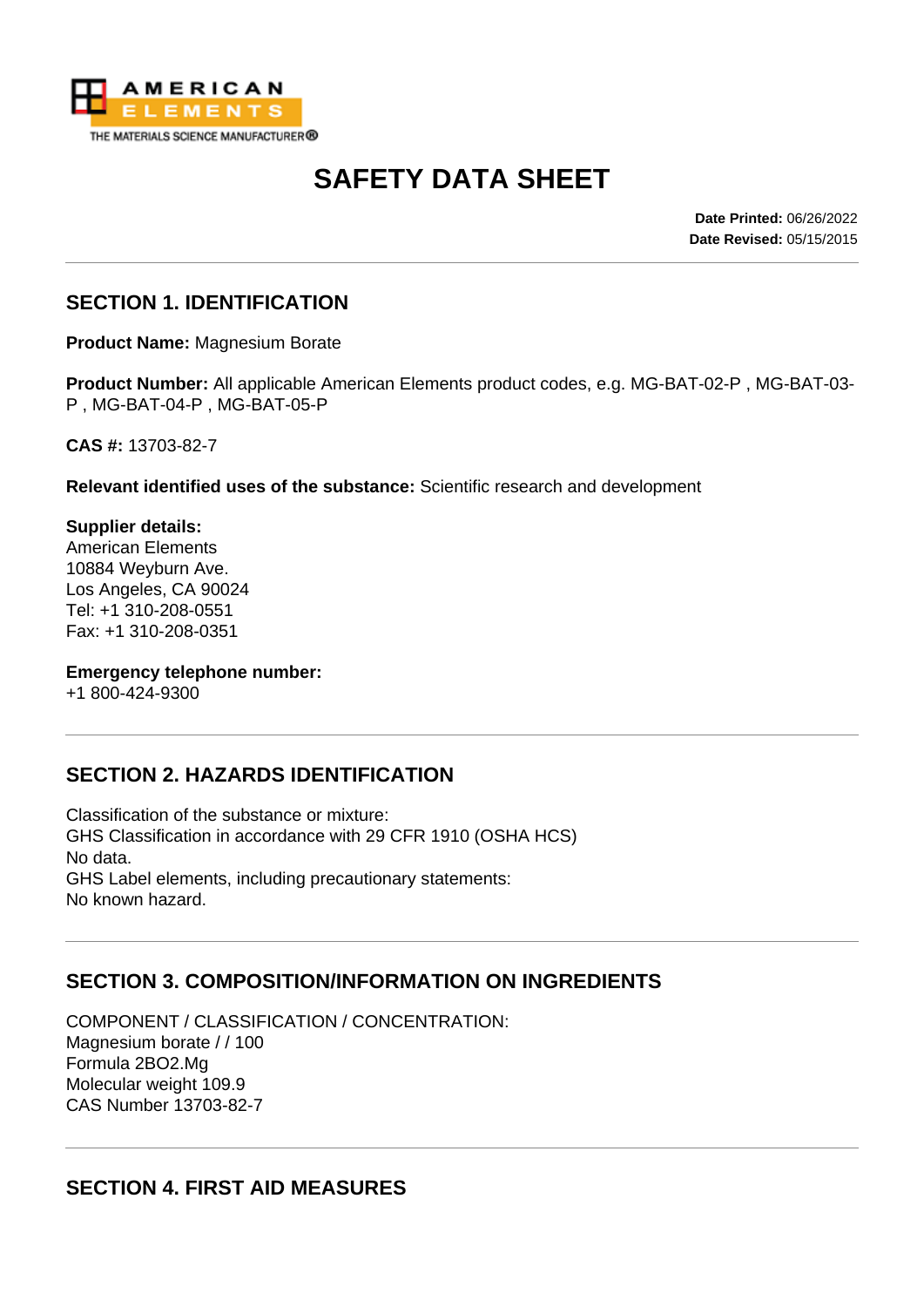# SAFETY DATA SHEET

**Date Printed:** 06/26/2022
**Date Revised:** 05/15/2015

## SECTION 1. IDENTIFICATION

**Product Name:** Magnesium Borate

**Product Number:** All applicable American Elements product codes, e.g. MG-BAT-02-P , MG-BAT-03-P , MG-BAT-04-P , MG-BAT-05-P

**CAS #:** 13703-82-7

**Relevant identified uses of the substance:** Scientific research and development

**Supplier details:**
American Elements
10884 Weyburn Ave.
Los Angeles, CA 90024
Tel: +1 310-208-0551
Fax: +1 310-208-0351

**Emergency telephone number:**
+1 800-424-9300

## SECTION 2. HAZARDS IDENTIFICATION

Classification of the substance or mixture:
GHS Classification in accordance with 29 CFR 1910 (OSHA HCS)
No data.
GHS Label elements, including precautionary statements:
No known hazard.

## SECTION 3. COMPOSITION/INFORMATION ON INGREDIENTS

COMPONENT / CLASSIFICATION / CONCENTRATION:
Magnesium borate / / 100
Formula $2BO_2.Mg$
Molecular weight 109.9
CAS Number 13703-82-7

## SECTION 4. FIRST AID MEASURES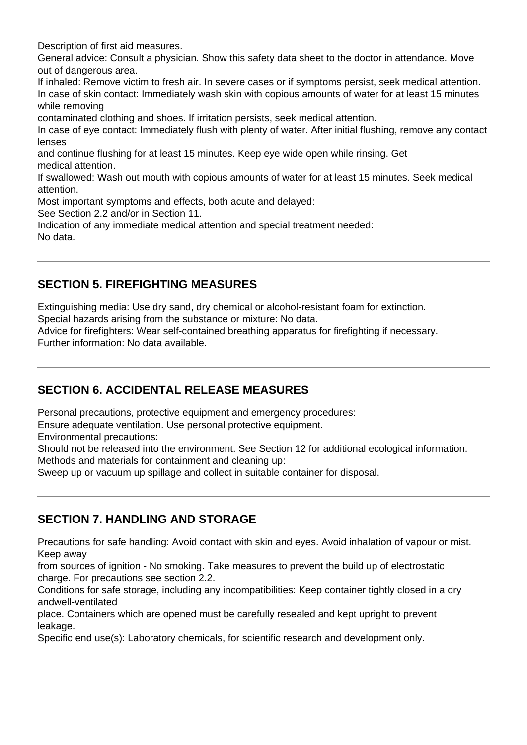Description of first aid measures.
General advice: Consult a physician. Show this safety data sheet to the doctor in attendance. Move out of dangerous area.
If inhaled: Remove victim to fresh air. In severe cases or if symptoms persist, seek medical attention.
In case of skin contact: Immediately wash skin with copious amounts of water for at least 15 minutes while removing
contaminated clothing and shoes. If irritation persists, seek medical attention.
In case of eye contact: Immediately flush with plenty of water. After initial flushing, remove any contact lenses
and continue flushing for at least 15 minutes. Keep eye wide open while rinsing. Get
medical attention.
If swallowed: Wash out mouth with copious amounts of water for at least 15 minutes. Seek medical attention.
Most important symptoms and effects, both acute and delayed:
See Section 2.2 and/or in Section 11.
Indication of any immediate medical attention and special treatment needed:
No data.

---

## SECTION 5. FIREFIGHTING MEASURES

Extinguishing media: Use dry sand, dry chemical or alcohol-resistant foam for extinction.
Special hazards arising from the substance or mixture: No data.
Advice for firefighters: Wear self-contained breathing apparatus for firefighting if necessary.
Further information: No data available.

---

## SECTION 6. ACCIDENTAL RELEASE MEASURES

Personal precautions, protective equipment and emergency procedures:
Ensure adequate ventilation. Use personal protective equipment.
Environmental precautions:
Should not be released into the environment. See Section 12 for additional ecological information.
Methods and materials for containment and cleaning up:
Sweep up or vacuum up spillage and collect in suitable container for disposal.

---

## SECTION 7. HANDLING AND STORAGE

Precautions for safe handling: Avoid contact with skin and eyes. Avoid inhalation of vapour or mist. Keep away
from sources of ignition - No smoking. Take measures to prevent the build up of electrostatic charge. For precautions see section 2.2.
Conditions for safe storage, including any incompatibilities: Keep container tightly closed in a dry andwell-ventilated
place. Containers which are opened must be carefully resealed and kept upright to prevent leakage.
Specific end use(s): Laboratory chemicals, for scientific research and development only.

---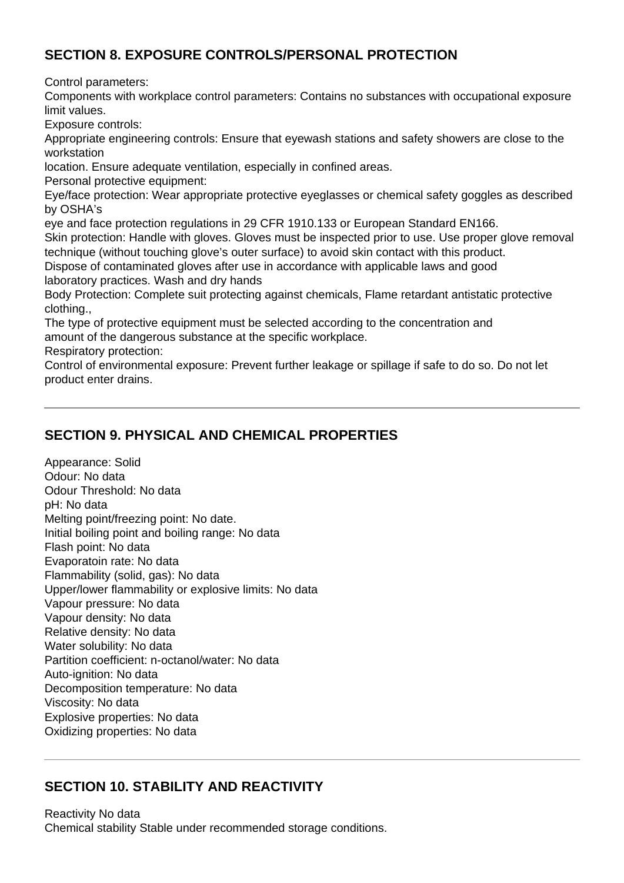## SECTION 8. EXPOSURE CONTROLS/PERSONAL PROTECTION

Control parameters:
Components with workplace control parameters: Contains no substances with occupational exposure limit values.
Exposure controls:
Appropriate engineering controls: Ensure that eyewash stations and safety showers are close to the workstation
location. Ensure adequate ventilation, especially in confined areas.
Personal protective equipment:
Eye/face protection: Wear appropriate protective eyeglasses or chemical safety goggles as described by OSHA's
eye and face protection regulations in 29 CFR 1910.133 or European Standard EN166.
Skin protection: Handle with gloves. Gloves must be inspected prior to use. Use proper glove removal technique (without touching glove's outer surface) to avoid skin contact with this product.
Dispose of contaminated gloves after use in accordance with applicable laws and good
laboratory practices. Wash and dry hands
Body Protection: Complete suit protecting against chemicals, Flame retardant antistatic protective clothing.,
The type of protective equipment must be selected according to the concentration and
amount of the dangerous substance at the specific workplace.
Respiratory protection:
Control of environmental exposure: Prevent further leakage or spillage if safe to do so. Do not let product enter drains.

---

## SECTION 9. PHYSICAL AND CHEMICAL PROPERTIES

Appearance: Solid
Odour: No data
Odour Threshold: No data
pH: No data
Melting point/freezing point: No date.
Initial boiling point and boiling range: No data
Flash point: No data
Evaporatoin rate: No data
Flammability (solid, gas): No data
Upper/lower flammability or explosive limits: No data
Vapour pressure: No data
Vapour density: No data
Relative density: No data
Water solubility: No data
Partition coefficient: n-octanol/water: No data
Auto-ignition: No data
Decomposition temperature: No data
Viscosity: No data
Explosive properties: No data
Oxidizing properties: No data

---

## SECTION 10. STABILITY AND REACTIVITY

Reactivity No data
Chemical stability Stable under recommended storage conditions.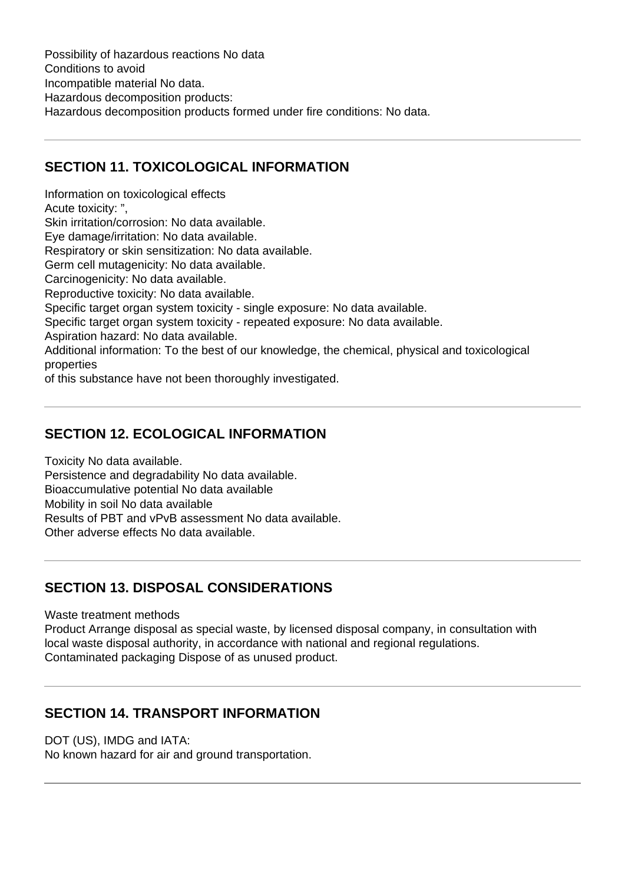Possibility of hazardous reactions No data
Conditions to avoid
Incompatible material No data.
Hazardous decomposition products:
Hazardous decomposition products formed under fire conditions: No data.

---

## SECTION 11. TOXICOLOGICAL INFORMATION

Information on toxicological effects
Acute toxicity: ",
Skin irritation/corrosion: No data available.
Eye damage/irritation: No data available.
Respiratory or skin sensitization: No data available.
Germ cell mutagenicity: No data available.
Carcinogenicity: No data available.
Reproductive toxicity: No data available.
Specific target organ system toxicity - single exposure: No data available.
Specific target organ system toxicity - repeated exposure: No data available.
Aspiration hazard: No data available.
Additional information: To the best of our knowledge, the chemical, physical and toxicological properties
of this substance have not been thoroughly investigated.

---

## SECTION 12. ECOLOGICAL INFORMATION

Toxicity No data available.
Persistence and degradability No data available.
Bioaccumulative potential No data available
Mobility in soil No data available
Results of PBT and vPvB assessment No data available.
Other adverse effects No data available.

---

## SECTION 13. DISPOSAL CONSIDERATIONS

Waste treatment methods
Product Arrange disposal as special waste, by licensed disposal company, in consultation with local waste disposal authority, in accordance with national and regional regulations.
Contaminated packaging Dispose of as unused product.

---

## SECTION 14. TRANSPORT INFORMATION

DOT (US), IMDG and IATA:
No known hazard for air and ground transportation.

---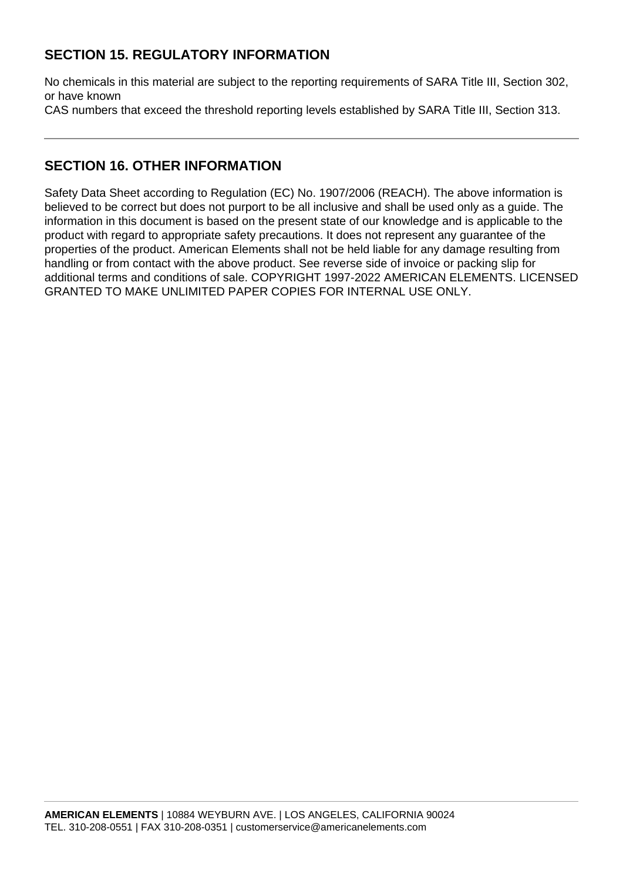## SECTION 15. REGULATORY INFORMATION

No chemicals in this material are subject to the reporting requirements of SARA Title III, Section 302, or have known
CAS numbers that exceed the threshold reporting levels established by SARA Title III, Section 313.

---

## SECTION 16. OTHER INFORMATION

Safety Data Sheet according to Regulation (EC) No. 1907/2006 (REACH). The above information is believed to be correct but does not purport to be all inclusive and shall be used only as a guide. The information in this document is based on the present state of our knowledge and is applicable to the product with regard to appropriate safety precautions. It does not represent any guarantee of the properties of the product. American Elements shall not be held liable for any damage resulting from handling or from contact with the above product. See reverse side of invoice or packing slip for additional terms and conditions of sale. COPYRIGHT 1997-2022 AMERICAN ELEMENTS. LICENSED GRANTED TO MAKE UNLIMITED PAPER COPIES FOR INTERNAL USE ONLY.